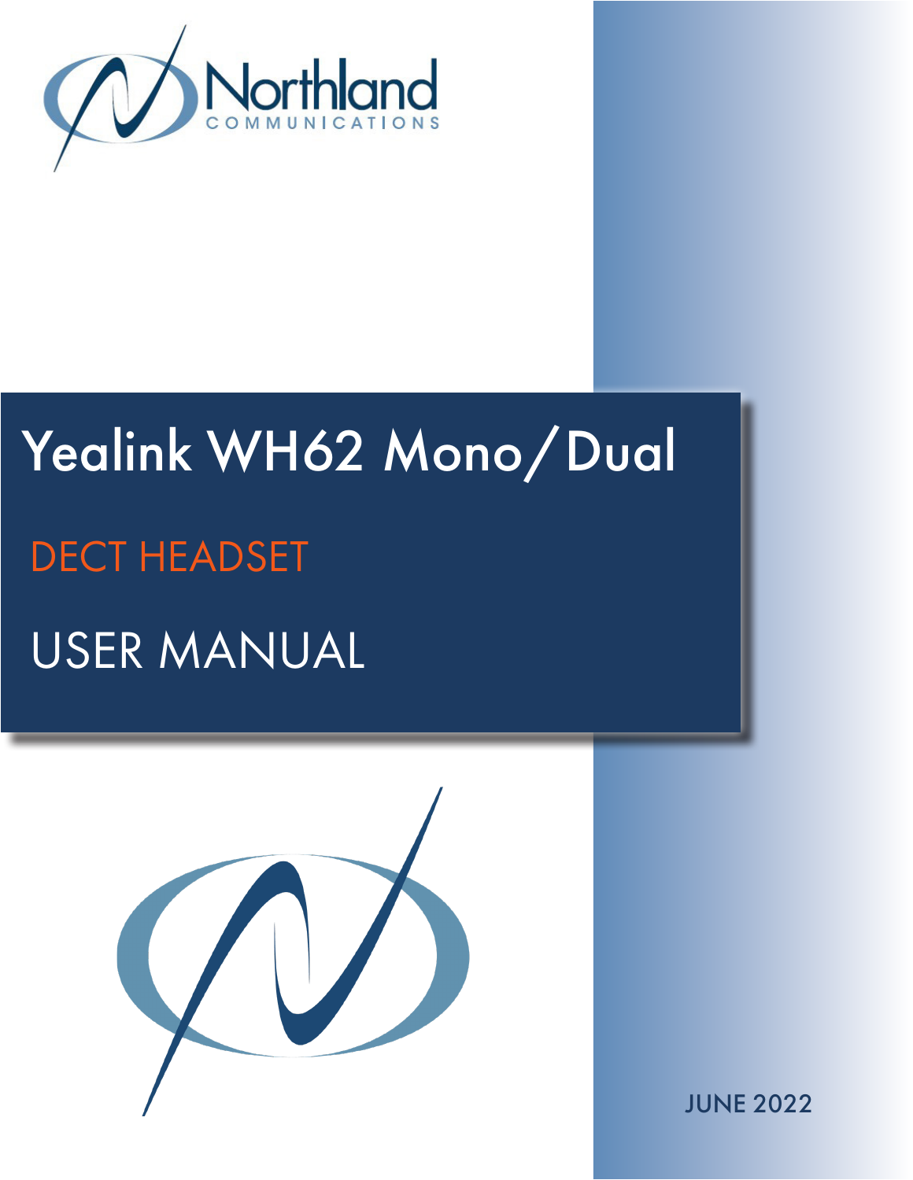Northland
COMMUNICATIONS

# Yealink WH62 Mono/Dual

## DECT HEADSET

## USER MANUAL

JUNE 2022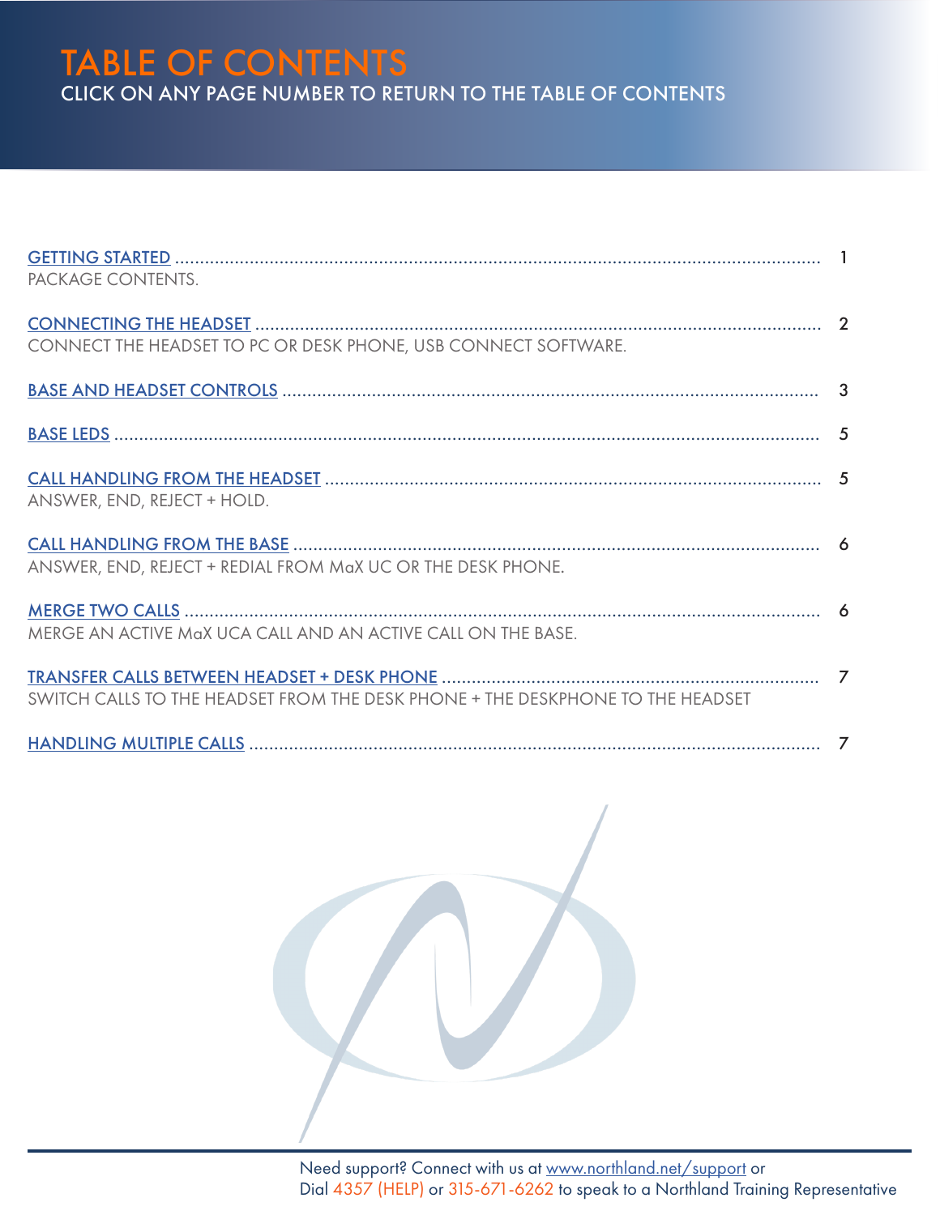# TABLE OF CONTENTS

CLICK ON ANY PAGE NUMBER TO RETURN TO THE TABLE OF CONTENTS

GETTING STARTED ........................................................................................................... 1
PACKAGE CONTENTS.

CONNECTING THE HEADSET ............................................................................................. 2
CONNECT THE HEADSET TO PC OR DESK PHONE, USB CONNECT SOFTWARE.

BASE AND HEADSET CONTROLS ....................................................................................... 3

BASE LEDS ....................................................................................................................... 5

CALL HANDLING FROM THE HEADSET .............................................................................. 5
ANSWER, END, REJECT + HOLD.

CALL HANDLING FROM THE BASE ..................................................................................... 6
ANSWER, END, REJECT + REDIAL FROM MaX UC OR THE DESK PHONE.

MERGE TWO CALLS ........................................................................................................ 6
MERGE AN ACTIVE MaX UCA CALL AND AN ACTIVE CALL ON THE BASE.

TRANSFER CALLS BETWEEN HEADSET + DESK PHONE ...................................................... 7
SWITCH CALLS TO THE HEADSET FROM THE DESK PHONE + THE DESKPHONE TO THE HEADSET

HANDLING MULTIPLE CALLS ............................................................................................ 7

Need support? Connect with us at www.northland.net/support or
Dial 4357 (HELP) or 315-671-6262 to speak to a Northland Training Representative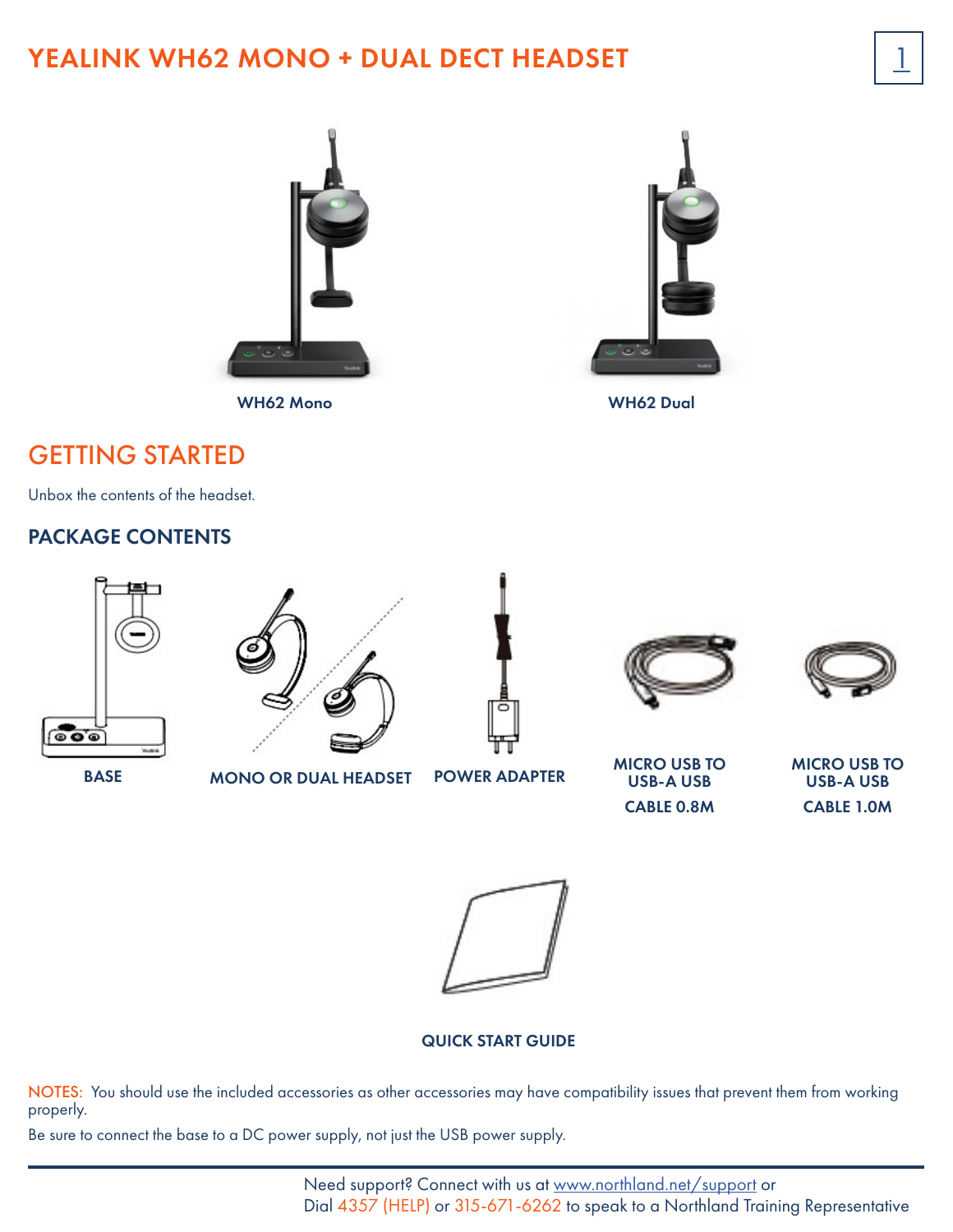# YEALINK WH62 MONO + DUAL DECT HEADSET

WH62 Mono

WH62 Dual

## GETTING STARTED

Unbox the contents of the headset.

### PACKAGE CONTENTS

BASE

MONO OR DUAL HEADSET

POWER ADAPTER

MICRO USB TO USB-A USB CABLE 0.8M

MICRO USB TO USB-A USB CABLE 1.0M

QUICK START GUIDE

NOTES: You should use the included accessories as other accessories may have compatibility issues that prevent them from working properly.

Be sure to connect the base to a DC power supply, not just the USB power supply.

Need support? Connect with us at www.northland.net/support or
Dial 4357 (HELP) or 315-671-6262 to speak to a Northland Training Representative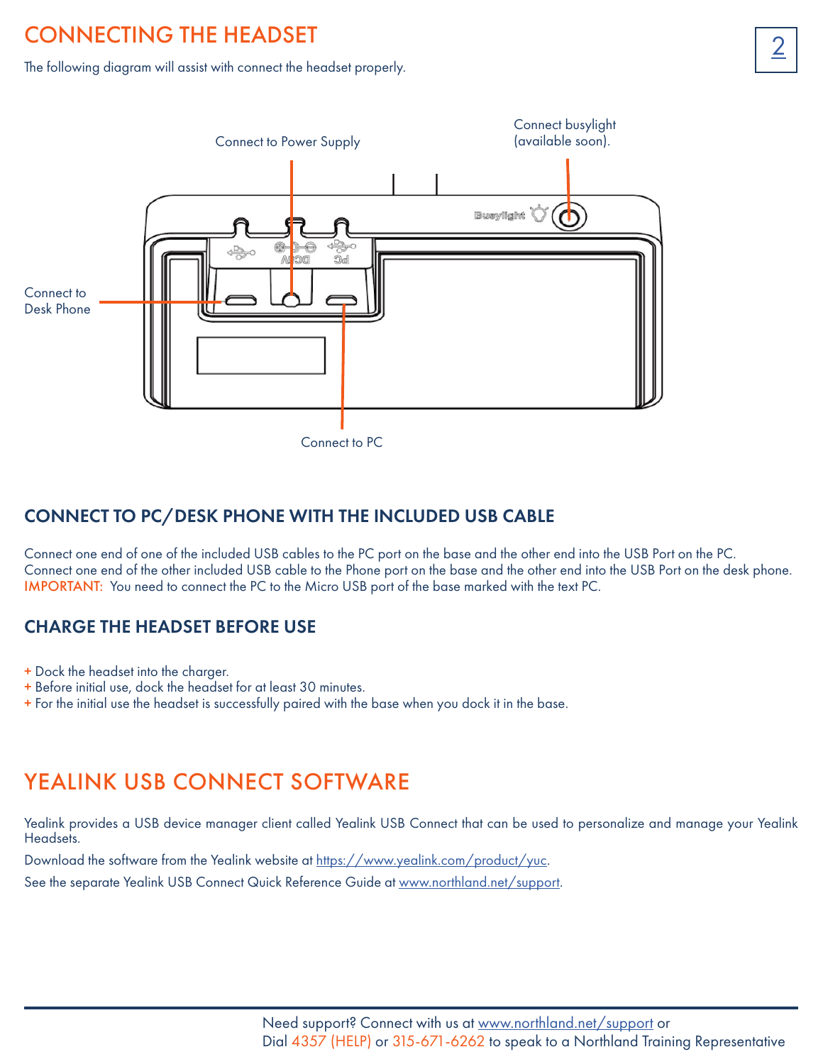# CONNECTING THE HEADSET

The following diagram will assist with connect the headset properly.

Connect to Power Supply

Connect busylight (available soon).

Connect to Desk Phone

Connect to PC

## CONNECT TO PC/DESK PHONE WITH THE INCLUDED USB CABLE

Connect one end of one of the included USB cables to the PC port on the base and the other end into the USB Port on the PC.
Connect one end of the other included USB cable to the Phone port on the base and the other end into the USB Port on the desk phone.
IMPORTANT: You need to connect the PC to the Micro USB port of the base marked with the text PC.

## CHARGE THE HEADSET BEFORE USE

+ Dock the headset into the charger.
+ Before initial use, dock the headset for at least 30 minutes.
+ For the initial use the headset is successfully paired with the base when you dock it in the base.

# YEALINK USB CONNECT SOFTWARE

Yealink provides a USB device manager client called Yealink USB Connect that can be used to personalize and manage your Yealink Headsets.

Download the software from the Yealink website at https://www.yealink.com/product/yuc.

See the separate Yealink USB Connect Quick Reference Guide at www.northland.net/support.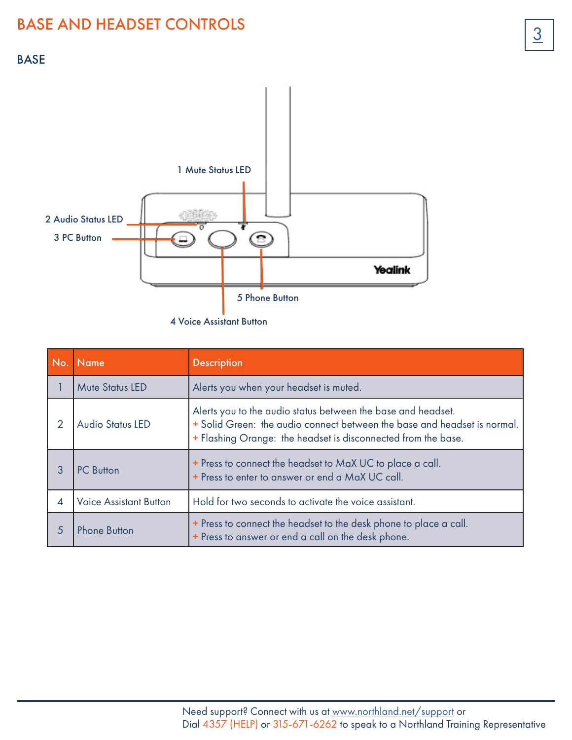# BASE AND HEADSET CONTROLS

## BASE

1 Mute Status LED

2 Audio Status LED

3 PC Button

4 Voice Assistant Button

5 Phone Button

| No. | Name | Description |
|---|---|---|
| 1 | Mute Status LED | Alerts you when your headset is muted. |
| 2 | Audio Status LED | Alerts you to the audio status between the base and headset.<br>+ Solid Green: the audio connect between the base and headset is normal.<br>+ Flashing Orange: the headset is disconnected from the base. |
| 3 | PC Button | + Press to connect the headset to MaX UC to place a call.<br>+ Press to enter to answer or end a MaX UC call. |
| 4 | Voice Assistant Button | Hold for two seconds to activate the voice assistant. |
| 5 | Phone Button | + Press to connect the headset to the desk phone to place a call.<br>+ Press to answer or end a call on the desk phone. |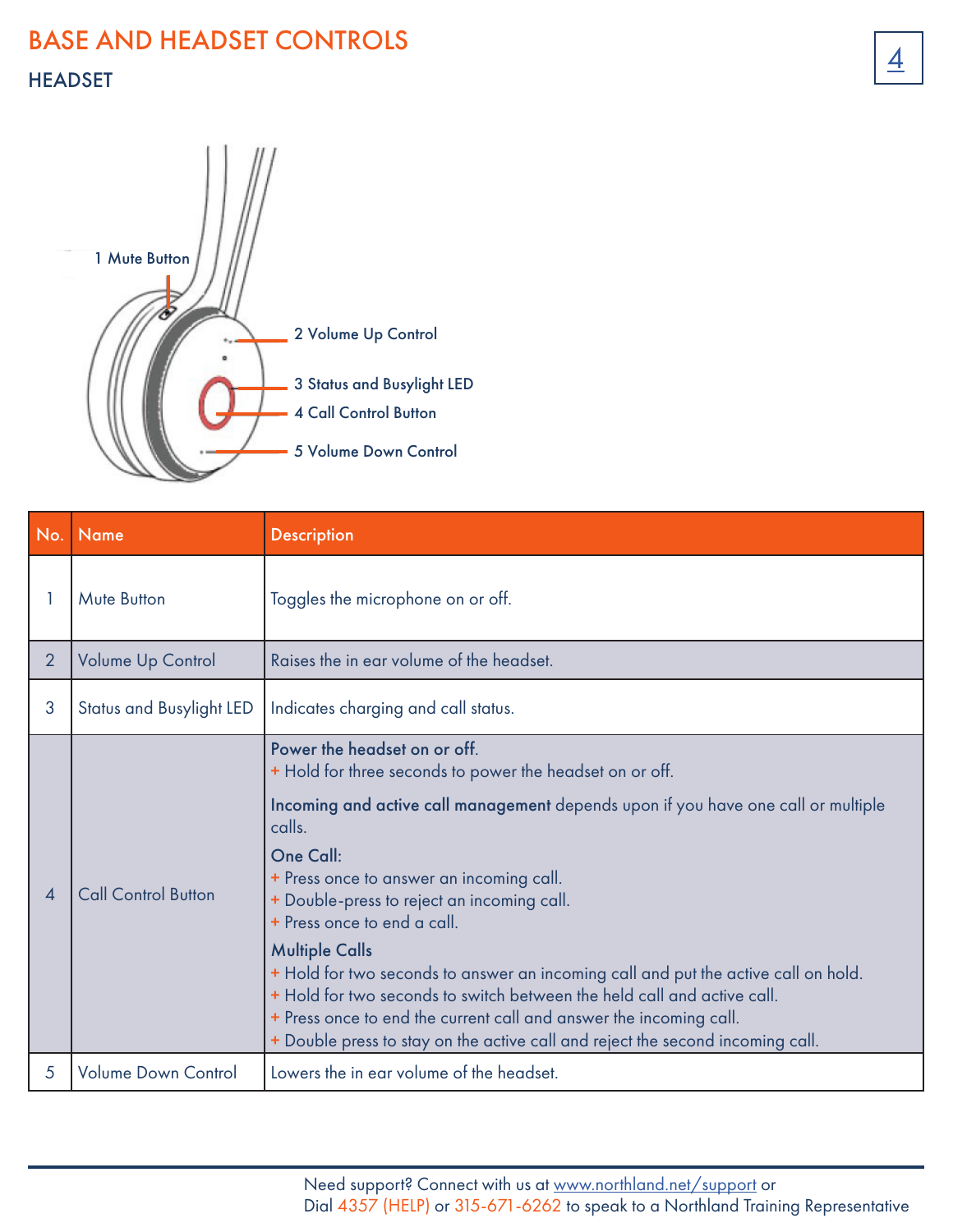# BASE AND HEADSET CONTROLS

## HEADSET

1 Mute Button

2 Volume Up Control

3 Status and Busylight LED

4 Call Control Button

5 Volume Down Control

| No. | Name | Description |
|---|---|---|
| 1 | Mute Button | Toggles the microphone on or off. |
| 2 | Volume Up Control | Raises the in ear volume of the headset. |
| 3 | Status and Busylight LED | Indicates charging and call status. |
| 4 | Call Control Button | **Power the headset on or off.**<br>+ Hold for three seconds to power the headset on or off.<br>**Incoming and active call management** depends upon if you have one call or multiple calls.<br>**One Call:**<br>+ Press once to answer an incoming call.<br>+ Double-press to reject an incoming call.<br>+ Press once to end a call.<br>**Multiple Calls**<br>+ Hold for two seconds to answer an incoming call and put the active call on hold.<br>+ Hold for two seconds to switch between the held call and active call.<br>+ Press once to end the current call and answer the incoming call.<br>+ Double press to stay on the active call and reject the second incoming call. |
| 5 | Volume Down Control | Lowers the in ear volume of the headset. |

Need support? Connect with us at www.northland.net/support or
Dial 4357 (HELP) or 315-671-6262 to speak to a Northland Training Representative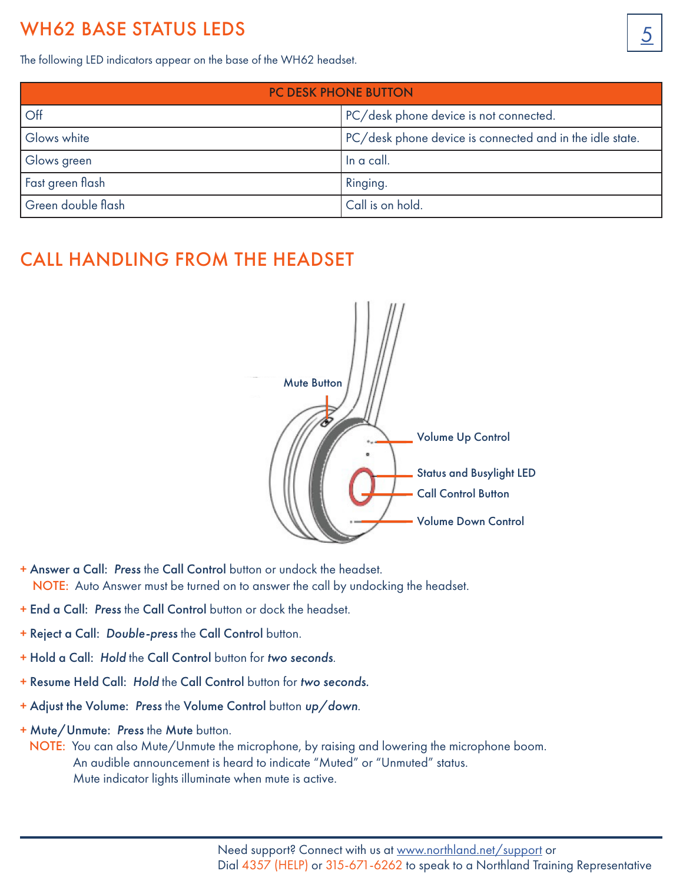## WH62 BASE STATUS LEDS

The following LED indicators appear on the base of the WH62 headset.

| PC DESK PHONE BUTTON | |
|---|---|
| Off | PC/desk phone device is not connected. |
| Glows white | PC/desk phone device is connected and in the idle state. |
| Glows green | In a call. |
| Fast green flash | Ringing. |
| Green double flash | Call is on hold. |

## CALL HANDLING FROM THE HEADSET

Mute Button

Volume Up Control

Status and Busylight LED

Call Control Button

Volume Down Control

+ **Answer a Call:** ***Press*** the **Call Control** button or undock the headset.
  NOTE: Auto Answer must be turned on to answer the call by undocking the headset.
+ **End a Call:** ***Press*** the **Call Control** button or dock the headset.
+ **Reject a Call:** ***Double-press*** the **Call Control** button.
+ **Hold a Call:** ***Hold*** the **Call Control** button for ***two seconds***.
+ **Resume Held Call:** ***Hold*** the **Call Control** button for ***two seconds.***
+ **Adjust the Volume:** ***Press*** the **Volume Control** button ***up/down***.
+ **Mute/Unmute:** ***Press*** the **Mute** button.
  NOTE: You can also Mute/Unmute the microphone, by raising and lowering the microphone boom.
  An audible announcement is heard to indicate "Muted" or "Unmuted" status.
  Mute indicator lights illuminate when mute is active.

Need support? Connect with us at www.northland.net/support or
Dial 4357 (HELP) or 315-671-6262 to speak to a Northland Training Representative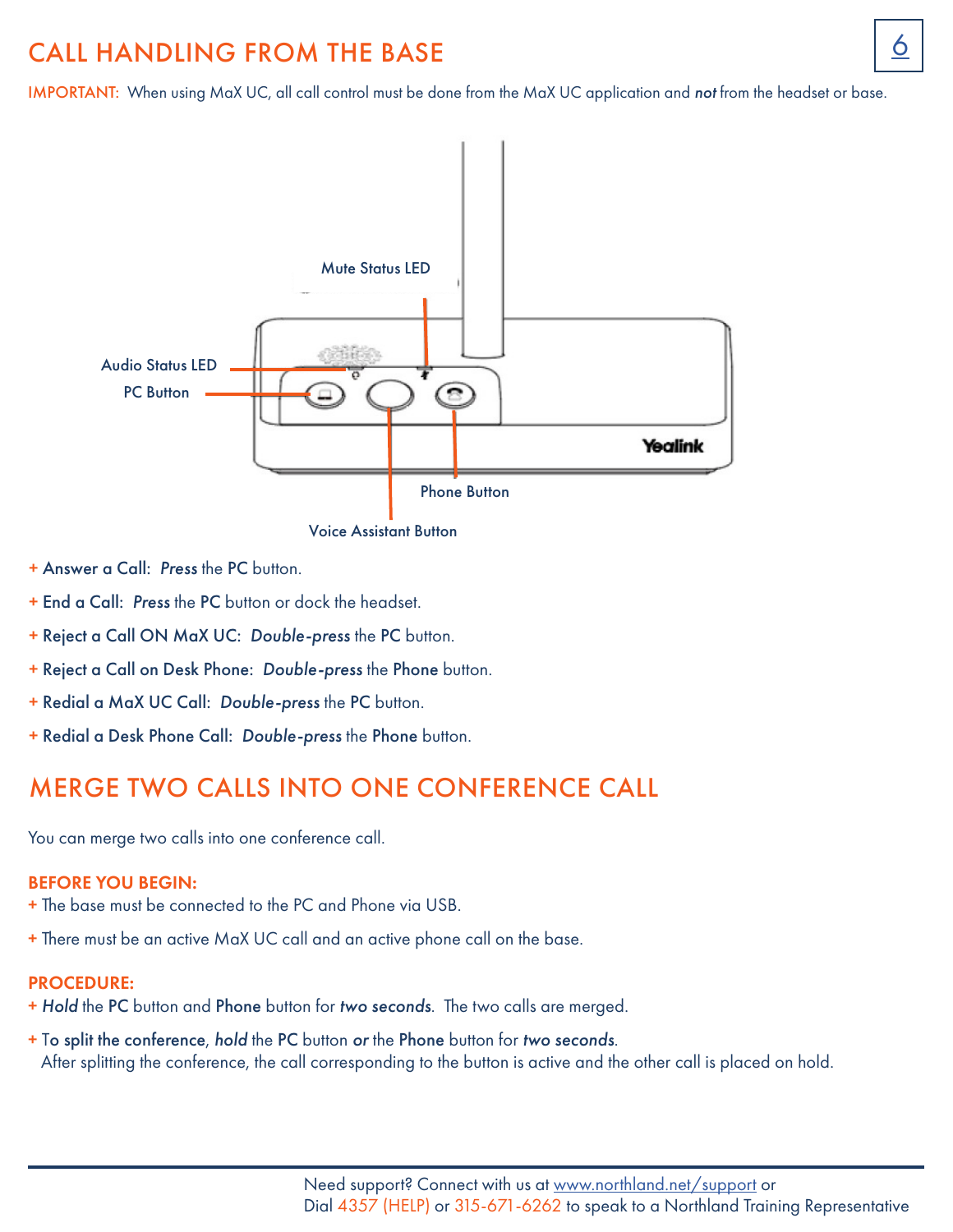## CALL HANDLING FROM THE BASE

IMPORTANT: When using MaX UC, all call control must be done from the MaX UC application and ***not*** from the headset or base.

Mute Status LED

Audio Status LED

PC Button

Phone Button

Voice Assistant Button

- **Answer a Call:** ***Press*** the **PC** button.
- **End a Call:** ***Press*** the **PC** button or dock the headset.
- **Reject a Call ON MaX UC:** ***Double-press*** the **PC** button.
- **Reject a Call on Desk Phone:** ***Double-press*** the **Phone** button.
- **Redial a MaX UC Call:** ***Double-press*** the **PC** button.
- **Redial a Desk Phone Call:** ***Double-press*** the **Phone** button.

## MERGE TWO CALLS INTO ONE CONFERENCE CALL

You can merge two calls into one conference call.

**BEFORE YOU BEGIN:**

- The base must be connected to the PC and Phone via USB.
- There must be an active MaX UC call and an active phone call on the base.

**PROCEDURE:**

- ***Hold*** the **PC** button and **Phone** button for ***two seconds***. The two calls are merged.
- To **split the conference**, ***hold*** the **PC** button ***or*** the **Phone** button for ***two seconds***.
  After splitting the conference, the call corresponding to the button is active and the other call is placed on hold.

Need support? Connect with us at www.northland.net/support or
Dial 4357 (HELP) or 315-671-6262 to speak to a Northland Training Representative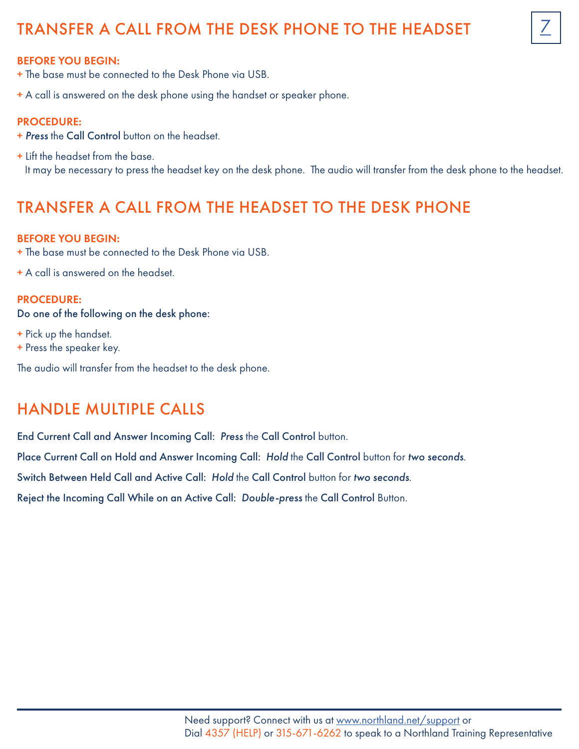## TRANSFER A CALL FROM THE DESK PHONE TO THE HEADSET

**BEFORE YOU BEGIN:**

+ The base must be connected to the Desk Phone via USB.
+ A call is answered on the desk phone using the handset or speaker phone.

**PROCEDURE:**

+ ***Press*** the **Call Control** button on the headset.
+ Lift the headset from the base.
  It may be necessary to press the headset key on the desk phone. The audio will transfer from the desk phone to the headset.

## TRANSFER A CALL FROM THE HEADSET TO THE DESK PHONE

**BEFORE YOU BEGIN:**

+ The base must be connected to the Desk Phone via USB.
+ A call is answered on the headset.

**PROCEDURE:**

**Do one of the following on the desk phone:**

+ Pick up the handset.
+ Press the speaker key.

The audio will transfer from the headset to the desk phone.

## HANDLE MULTIPLE CALLS

**End Current Call and Answer Incoming Call:** ***Press*** the **Call Control** button.

**Place Current Call on Hold and Answer Incoming Call:** ***Hold*** the **Call Control** button for ***two seconds***.

**Switch Between Held Call and Active Call:** ***Hold*** the **Call Control** button for ***two seconds***.

**Reject the Incoming Call While on an Active Call:** ***Double-press*** the **Call Control** Button.

Need support? Connect with us at www.northland.net/support or
Dial 4357 (HELP) or 315-671-6262 to speak to a Northland Training Representative